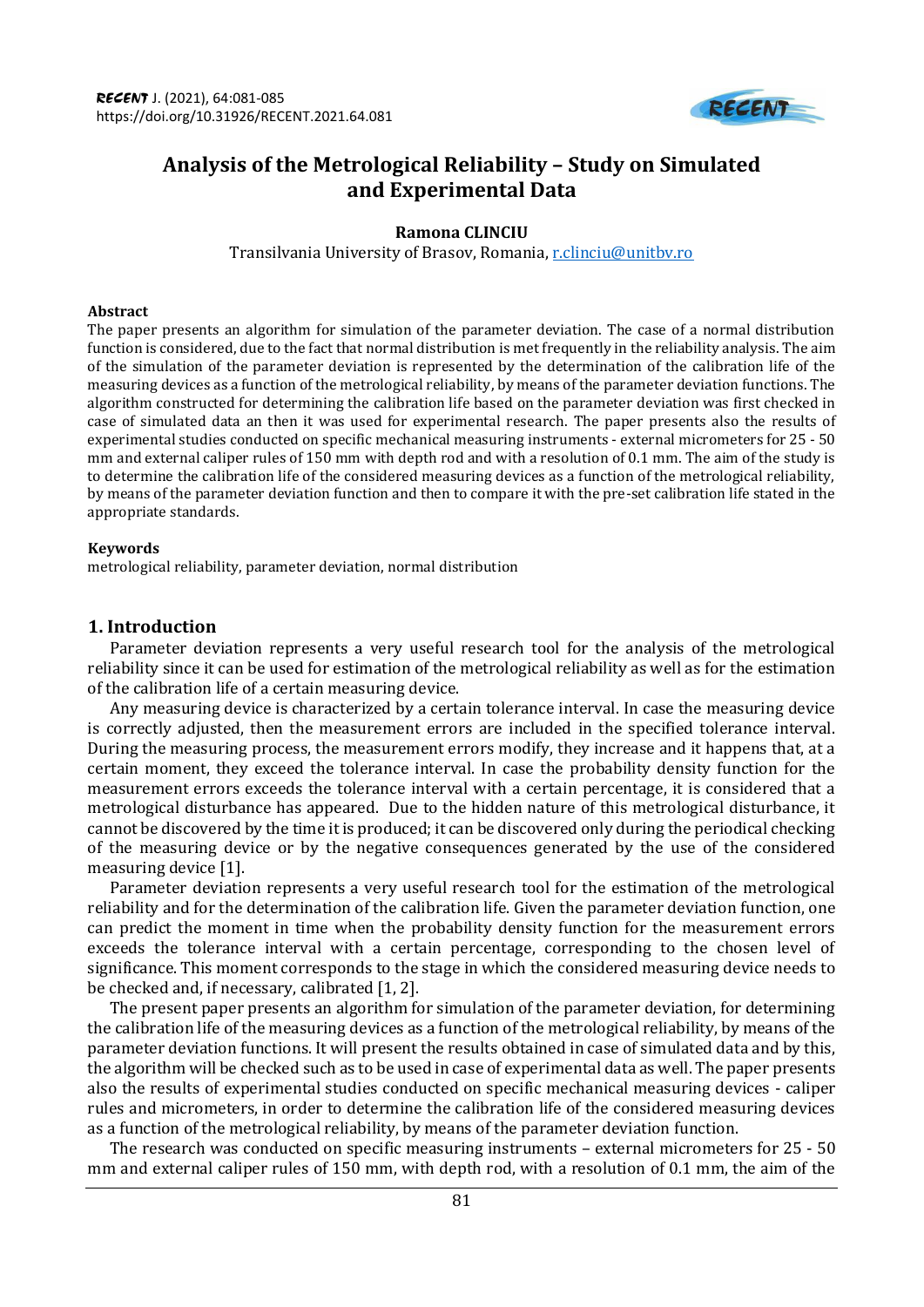# Analysis of the Metrological Reliability – Study on Simulated and Experimental Data

**Ramona CLINCIU**

Transilvania University of Brasov, Romania, r.clinciu@unitbv.ro

### Abstract

The paper presents an algorithm for simulation of the parameter deviation. The case of a normal distribution function is considered, due to the fact that normal distribution is met frequently in the reliability analysis. The aim of the simulation of the parameter deviation is represented by the determination of the calibration life of the measuring devices as a function of the metrological reliability, by means of the parameter deviation functions. The algorithm constructed for determining the calibration life based on the parameter deviation was first checked in case of simulated data an then it was used for experimental research. The paper presents also the results of experimental studies conducted on specific mechanical measuring instruments - external micrometers for 25 - 50 mm and external caliper rules of 150 mm with depth rod and with a resolution of 0.1 mm. The aim of the study is to determine the calibration life of the considered measuring devices as a function of the metrological reliability, by means of the parameter deviation function and then to compare it with the pre-set calibration life stated in the appropriate standards.

### Keywords

metrological reliability, parameter deviation, normal distribution

## 1. Introduction

Parameter deviation represents a very useful research tool for the analysis of the metrological reliability since it can be used for estimation of the metrological reliability as well as for the estimation of the calibration life of a certain measuring device.

Any measuring device is characterized by a certain tolerance interval. In case the measuring device is correctly adjusted, then the measurement errors are included in the specified tolerance interval. During the measuring process, the measurement errors modify, they increase and it happens that, at a certain moment, they exceed the tolerance interval. In case the probability density function for the measurement errors exceeds the tolerance interval with a certain percentage, it is considered that a metrological disturbance has appeared. Due to the hidden nature of this metrological disturbance, it cannot be discovered by the time it is produced; it can be discovered only during the periodical checking of the measuring device or by the negative consequences generated by the use of the considered measuring device [1].

Parameter deviation represents a very useful research tool for the estimation of the metrological reliability and for the determination of the calibration life. Given the parameter deviation function, one can predict the moment in time when the probability density function for the measurement errors exceeds the tolerance interval with a certain percentage, corresponding to the chosen level of significance. This moment corresponds to the stage in which the considered measuring device needs to be checked and, if necessary, calibrated [1, 2].

The present paper presents an algorithm for simulation of the parameter deviation, for determining the calibration life of the measuring devices as a function of the metrological reliability, by means of the parameter deviation functions. It will present the results obtained in case of simulated data and by this, the algorithm will be checked such as to be used in case of experimental data as well. The paper presents also the results of experimental studies conducted on specific mechanical measuring devices - caliper rules and micrometers, in order to determine the calibration life of the considered measuring devices as a function of the metrological reliability, by means of the parameter deviation function.

The research was conducted on specific measuring instruments – external micrometers for 25 - 50 mm and external caliper rules of 150 mm, with depth rod, with a resolution of 0.1 mm, the aim of the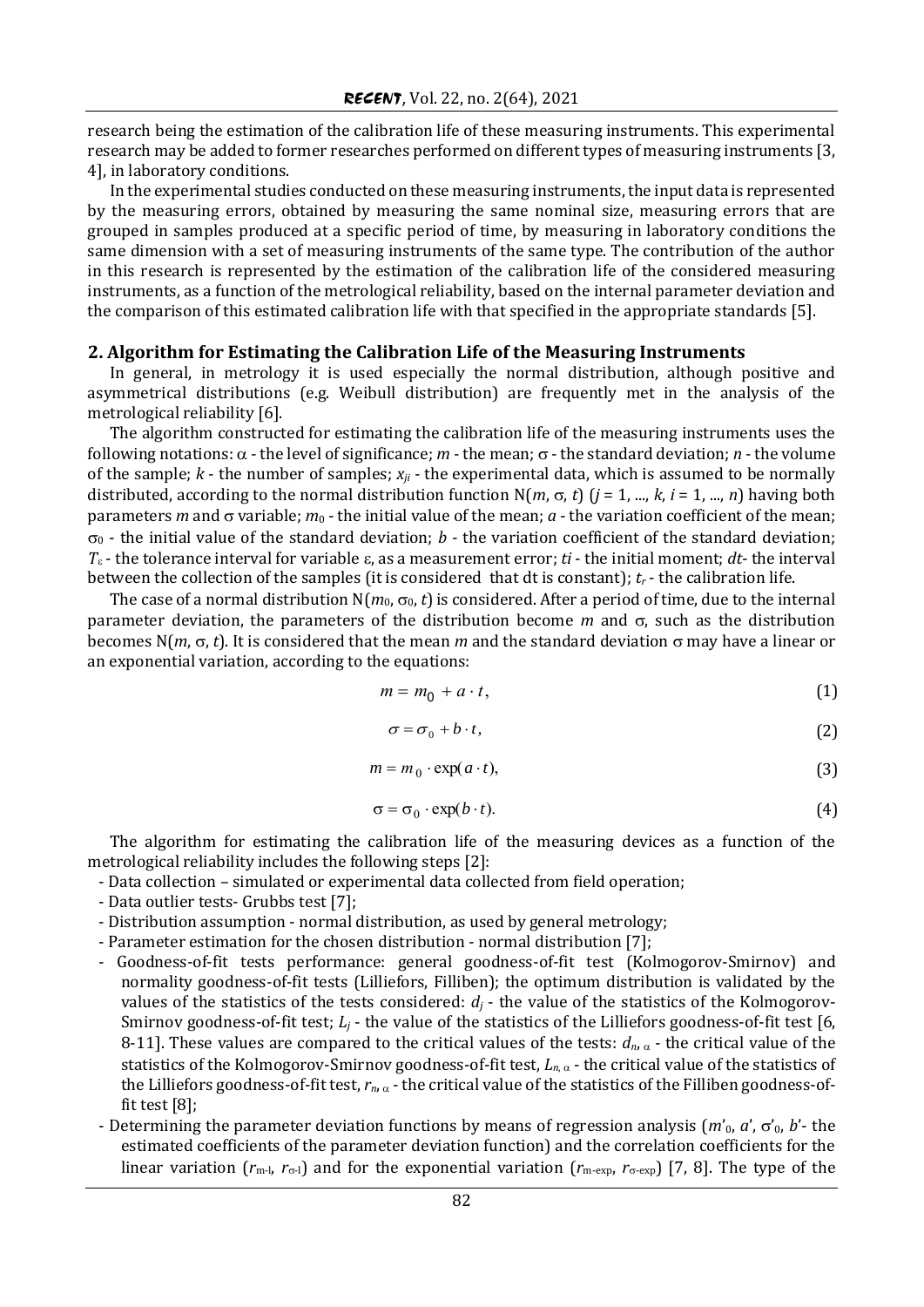research being the estimation of the calibration life of these measuring instruments. This experimental research may be added to former researches performed on different types of measuring instruments [3, 4], in laboratory conditions.

In the experimental studies conducted on these measuring instruments, the input data is represented by the measuring errors, obtained by measuring the same nominal size, measuring errors that are grouped in samples produced at a specific period of time, by measuring in laboratory conditions the same dimension with a set of measuring instruments of the same type. The contribution of the author in this research is represented by the estimation of the calibration life of the considered measuring instruments, as a function of the metrological reliability, based on the internal parameter deviation and the comparison of this estimated calibration life with that specified in the appropriate standards [5].

## 2. Algorithm for Estimating the Calibration Life of the Measuring Instruments

In general, in metrology it is used especially the normal distribution, although positive and asymmetrical distributions (e.g. Weibull distribution) are frequently met in the analysis of the metrological reliability [6].

The algorithm constructed for estimating the calibration life of the measuring instruments uses the following notations: $\alpha$ - the level of significance; $m$ - the mean; $\sigma$ - the standard deviation; $n$ - the volume of the sample; $k$ - the number of samples; $x_{ji}$ - the experimental data, which is assumed to be normally distributed, according to the normal distribution function $N(m, \sigma, t)$ ($j = 1, ..., k$, $i = 1, ..., n$) having both parameters $m$ and $\sigma$ variable; $m_0$ - the initial value of the mean; $a$ - the variation coefficient of the mean; $\sigma_0$ - the initial value of the standard deviation; $b$ - the variation coefficient of the standard deviation; $T_\varepsilon$ - the tolerance interval for variable $\varepsilon$, as a measurement error; $ti$ - the initial moment; $dt$- the interval between the collection of the samples (it is considered that dt is constant); $t_r$ - the calibration life.

The case of a normal distribution $N(m_0, \sigma_0, t)$ is considered. After a period of time, due to the internal parameter deviation, the parameters of the distribution become $m$ and $\sigma$, such as the distribution becomes $N(m, \sigma, t)$. It is considered that the mean $m$ and the standard deviation $\sigma$ may have a linear or an exponential variation, according to the equations:

$$m = m_0 + a \cdot t, \tag{1}$$

$$\sigma = \sigma_0 + b \cdot t, \tag{2}$$

$$m = m_0 \cdot \exp(a \cdot t), \tag{3}$$

$$\sigma = \sigma_0 \cdot \exp(b \cdot t). \tag{4}$$

The algorithm for estimating the calibration life of the measuring devices as a function of the metrological reliability includes the following steps [2]:

- Data collection – simulated or experimental data collected from field operation;
- Data outlier tests- Grubbs test [7];
- Distribution assumption - normal distribution, as used by general metrology;
- Parameter estimation for the chosen distribution - normal distribution [7];
- Goodness-of-fit tests performance: general goodness-of-fit test (Kolmogorov-Smirnov) and normality goodness-of-fit tests (Lilliefors, Filliben); the optimum distribution is validated by the values of the statistics of the tests considered: $d_j$ - the value of the statistics of the Kolmogorov-Smirnov goodness-of-fit test; $L_j$ - the value of the statistics of the Lilliefors goodness-of-fit test [6, 8-11]. These values are compared to the critical values of the tests: $d_{n,\alpha}$ - the critical value of the statistics of the Kolmogorov-Smirnov goodness-of-fit test, $L_{n,\alpha}$ - the critical value of the statistics of the Lilliefors goodness-of-fit test, $r_{n,\alpha}$ - the critical value of the statistics of the Filliben goodness-of-fit test [8];
- Determining the parameter deviation functions by means of regression analysis ($m'_0$, $a'$, $\sigma'_0$, $b'$- the estimated coefficients of the parameter deviation function) and the correlation coefficients for the linear variation ($r_{m\text{-}l}$, $r_{\sigma\text{-}l}$) and for the exponential variation ($r_{m\text{-}exp}$, $r_{\sigma\text{-}exp}$) [7, 8]. The type of the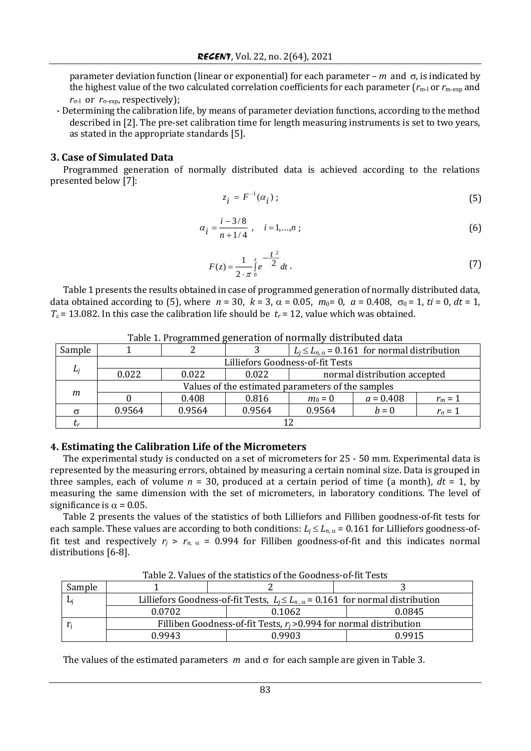parameter deviation function (linear or exponential) for each parameter – $m$ and $\sigma$, is indicated by the highest value of the two calculated correlation coefficients for each parameter ($r_{m\text{-}l}$ or $r_{m\text{-}exp}$ and $r_{\sigma\text{-}l}$ or $r_{\sigma\text{-}exp}$, respectively);

- Determining the calibration life, by means of parameter deviation functions, according to the method described in [2]. The pre-set calibration time for length measuring instruments is set to two years, as stated in the appropriate standards [5].

### 3. Case of Simulated Data

Programmed generation of normally distributed data is achieved according to the relations presented below [7]:

$$z_i = F^{-1}(\alpha_i)\ ; \tag{5}$$

$$\alpha_i = \frac{i - 3/8}{n + 1/4}\ , \quad i = 1,\ldots,n\ ; \tag{6}$$

$$F(z) = \frac{1}{2 \cdot \pi} \int_0^z e^{-\frac{t^2}{2}} dt\ . \tag{7}$$

Table 1 presents the results obtained in case of programmed generation of normally distributed data, data obtained according to (5), where $n = 30$, $k = 3$, $\alpha = 0.05$, $m_0 = 0$, $a = 0.408$, $\sigma_0 = 1$, $ti = 0$, $dt = 1$, $T_\varepsilon = 13.082$. In this case the calibration life should be $t_r = 12$, value which was obtained.

Table 1. Programmed generation of normally distributed data

| Sample | 1 | 2 | 3 | $L_j \leq L_{n,\alpha} = 0.161$ for normal distribution | | |
|---|---|---|---|---|---|---|
| $L_j$ | Lilliefors Goodness-of-fit Tests | | | | | |
| | 0.022 | 0.022 | 0.022 | normal distribution accepted | | |
| $m$ | Values of the estimated parameters of the samples | | | | | |
| | 0 | 0.408 | 0.816 | $m_0 = 0$ | $a = 0.408$ | $r_m = 1$ |
| $\sigma$ | 0.9564 | 0.9564 | 0.9564 | 0.9564 | $b = 0$ | $r_\sigma = 1$ |
| $t_r$ | 12 | | | | | |

### 4. Estimating the Calibration Life of the Micrometers

The experimental study is conducted on a set of micrometers for 25 - 50 mm. Experimental data is represented by the measuring errors, obtained by measuring a certain nominal size. Data is grouped in three samples, each of volume $n = 30$, produced at a certain period of time (a month), $dt = 1$, by measuring the same dimension with the set of micrometers, in laboratory conditions. The level of significance is $\alpha = 0.05$.

Table 2 presents the values of the statistics of both Lilliefors and Filliben goodness-of-fit tests for each sample. These values are according to both conditions: $L_j \leq L_{n,\alpha} = 0.161$ for Lilliefors goodness-of-fit test and respectively $r_j > r_{n,\alpha} = 0.994$ for Filliben goodness-of-fit and this indicates normal distributions [6-8].

Table 2. Values of the statistics of the Goodness-of-fit Tests

| Sample | 1 | 2 | 3 |
|---|---|---|---|
| $L_j$ | Lilliefors Goodness-of-fit Tests, $L_j \leq L_{n,\alpha} = 0.161$ for normal distribution | | |
| | 0.0702 | 0.1062 | 0.0845 |
| $r_j$ | Filliben Goodness-of-fit Tests, $r_j > 0.994$ for normal distribution | | |
| | 0.9943 | 0.9903 | 0.9915 |

The values of the estimated parameters $m$ and $\sigma$ for each sample are given in Table 3.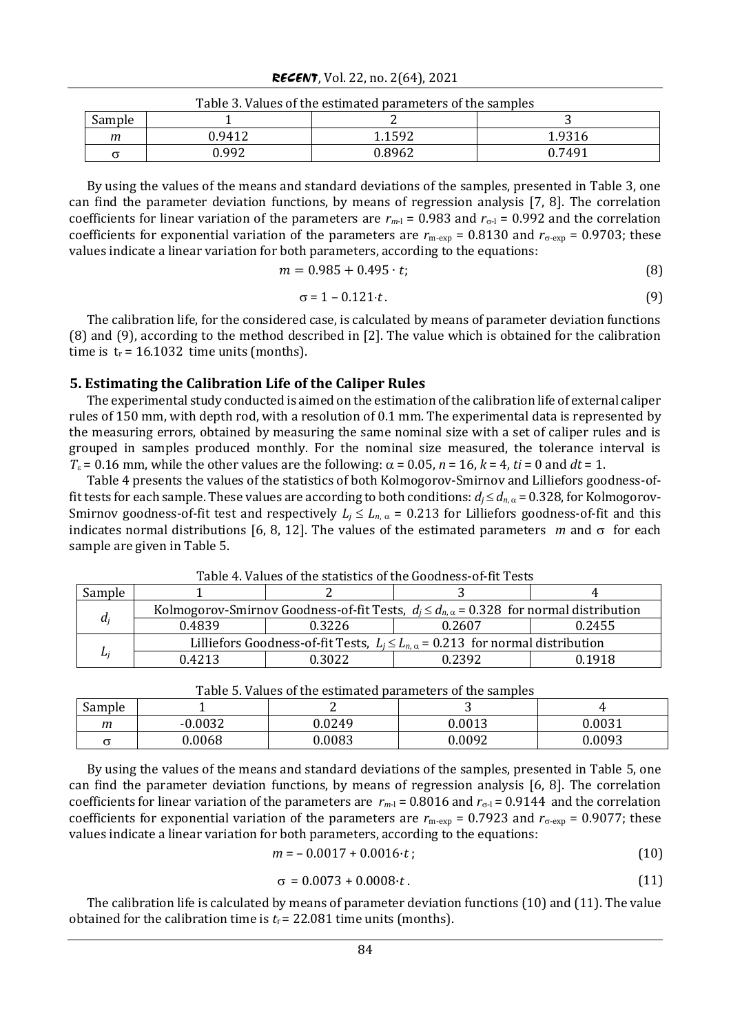Table 3. Values of the estimated parameters of the samples

| Sample | 1 | 2 | 3 |
|---|---|---|---|
| $m$ | 0.9412 | 1.1592 | 1.9316 |
| $\sigma$ | 0.992 | 0.8962 | 0.7491 |

By using the values of the means and standard deviations of the samples, presented in Table 3, one can find the parameter deviation functions, by means of regression analysis [7, 8]. The correlation coefficients for linear variation of the parameters are $r_{m\text{-l}} = 0.983$ and $r_{\sigma\text{-l}} = 0.992$ and the correlation coefficients for exponential variation of the parameters are $r_{m\text{-exp}} = 0.8130$ and $r_{\sigma\text{-exp}} = 0.9703$; these values indicate a linear variation for both parameters, according to the equations:

$$m = 0.985 + 0.495 \cdot t; \tag{8}$$

$$\sigma = 1 - 0.121 \cdot t. \tag{9}$$

The calibration life, for the considered case, is calculated by means of parameter deviation functions (8) and (9), according to the method described in [2]. The value which is obtained for the calibration time is $t_r = 16.1032$ time units (months).

## 5. Estimating the Calibration Life of the Caliper Rules

The experimental study conducted is aimed on the estimation of the calibration life of external caliper rules of 150 mm, with depth rod, with a resolution of 0.1 mm. The experimental data is represented by the measuring errors, obtained by measuring the same nominal size with a set of caliper rules and is grouped in samples produced monthly. For the nominal size measured, the tolerance interval is $T_\varepsilon = 0.16$ mm, while the other values are the following: $\alpha = 0.05$, $n = 16$, $k = 4$, $ti = 0$ and $dt = 1$.

Table 4 presents the values of the statistics of both Kolmogorov-Smirnov and Lilliefors goodness-of-fit tests for each sample. These values are according to both conditions: $d_j \leq d_{n,\alpha} = 0.328$, for Kolmogorov-Smirnov goodness-of-fit test and respectively $L_j \leq L_{n,\alpha} = 0.213$ for Lilliefors goodness-of-fit and this indicates normal distributions [6, 8, 12]. The values of the estimated parameters $m$ and $\sigma$ for each sample are given in Table 5.

Table 4. Values of the statistics of the Goodness-of-fit Tests

| Sample | 1 | 2 | 3 | 4 |
|---|---|---|---|---|
| $d_j$ | Kolmogorov-Smirnov Goodness-of-fit Tests, $d_j \leq d_{n,\alpha} = 0.328$ for normal distribution | | | |
| | 0.4839 | 0.3226 | 0.2607 | 0.2455 |
| $L_j$ | Lilliefors Goodness-of-fit Tests, $L_j \leq L_{n,\alpha} = 0.213$ for normal distribution | | | |
| | 0.4213 | 0.3022 | 0.2392 | 0.1918 |

Table 5. Values of the estimated parameters of the samples

| Sample | 1 | 2 | 3 | 4 |
|---|---|---|---|---|
| $m$ | -0.0032 | 0.0249 | 0.0013 | 0.0031 |
| $\sigma$ | 0.0068 | 0.0083 | 0.0092 | 0.0093 |

By using the values of the means and standard deviations of the samples, presented in Table 5, one can find the parameter deviation functions, by means of regression analysis [6, 8]. The correlation coefficients for linear variation of the parameters are $r_{m\text{-l}} = 0.8016$ and $r_{\sigma\text{-l}} = 0.9144$ and the correlation coefficients for exponential variation of the parameters are $r_{m\text{-exp}} = 0.7923$ and $r_{\sigma\text{-exp}} = 0.9077$; these values indicate a linear variation for both parameters, according to the equations:

$$m = -0.0017 + 0.0016 \cdot t; \tag{10}$$

$$\sigma = 0.0073 + 0.0008 \cdot t. \tag{11}$$

The calibration life is calculated by means of parameter deviation functions (10) and (11). The value obtained for the calibration time is $t_r = 22.081$ time units (months).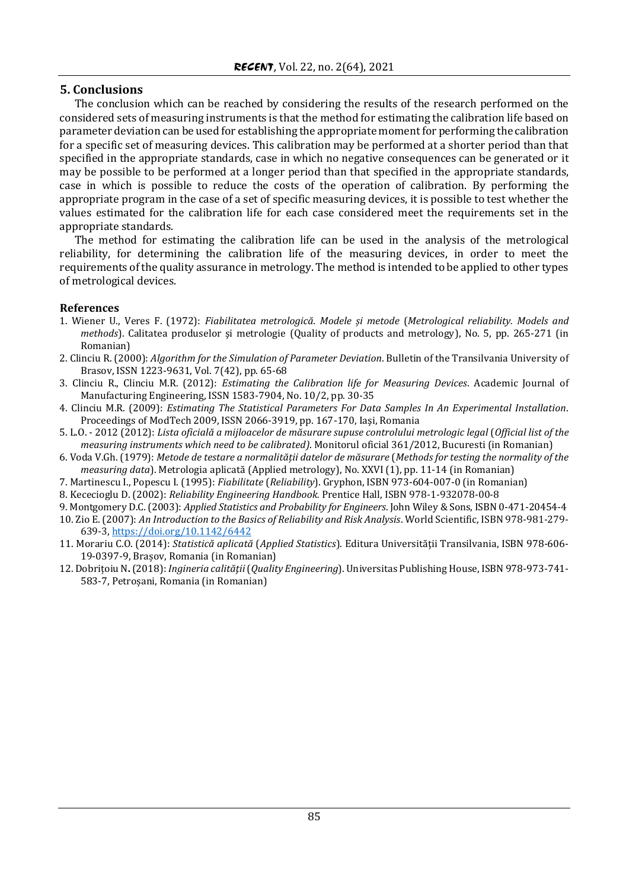## 5. Conclusions

The conclusion which can be reached by considering the results of the research performed on the considered sets of measuring instruments is that the method for estimating the calibration life based on parameter deviation can be used for establishing the appropriate moment for performing the calibration for a specific set of measuring devices. This calibration may be performed at a shorter period than that specified in the appropriate standards, case in which no negative consequences can be generated or it may be possible to be performed at a longer period than that specified in the appropriate standards, case in which is possible to reduce the costs of the operation of calibration. By performing the appropriate program in the case of a set of specific measuring devices, it is possible to test whether the values estimated for the calibration life for each case considered meet the requirements set in the appropriate standards.

The method for estimating the calibration life can be used in the analysis of the metrological reliability, for determining the calibration life of the measuring devices, in order to meet the requirements of the quality assurance in metrology. The method is intended to be applied to other types of metrological devices.

### References

1. Wiener U., Veres F. (1972): *Fiabilitatea metrologică. Modele și metode* (*Metrological reliability. Models and methods*). Calitatea produselor și metrologie (Quality of products and metrology), No. 5, pp. 265-271 (in Romanian)
2. Clinciu R. (2000): *Algorithm for the Simulation of Parameter Deviation*. Bulletin of the Transilvania University of Brasov, ISSN 1223-9631, Vol. 7(42), pp. 65-68
3. Clinciu R., Clinciu M.R. (2012): *Estimating the Calibration life for Measuring Devices*. Academic Journal of Manufacturing Engineering, ISSN 1583-7904, No. 10/2, pp. 30-35
4. Clinciu M.R. (2009): *Estimating The Statistical Parameters For Data Samples In An Experimental Installation*. Proceedings of ModTech 2009, ISSN 2066-3919, pp. 167-170, Iași, Romania
5. L.O. - 2012 (2012): *Lista oficială a mijloacelor de măsurare supuse controlului metrologic legal* (*Official list of the measuring instruments which need to be calibrated)*. Monitorul oficial 361/2012, Bucuresti (in Romanian)
6. Voda V.Gh. (1979): *Metode de testare a normalității datelor de măsurare* (*Methods for testing the normality of the measuring data*). Metrologia aplicată (Applied metrology), No. XXVI (1), pp. 11-14 (in Romanian)
7. Martinescu I., Popescu I. (1995): *Fiabilitate* (*Reliability*). Gryphon, ISBN 973-604-007-0 (in Romanian)
8. Kececioglu D. (2002): *Reliability Engineering Handbook.* Prentice Hall, ISBN 978-1-932078-00-8
9. Montgomery D.C. (2003): *Applied Statistics and Probability for Engineers*. John Wiley & Sons, ISBN 0-471-20454-4
10. Zio E. (2007): *An Introduction to the Basics of Reliability and Risk Analysis*. World Scientific, ISBN 978-981-279-639-3, https://doi.org/10.1142/6442
11. Morariu C.O. (2014): *Statistică aplicată* (*Applied Statistics*). Editura Universității Transilvania, ISBN 978-606-19-0397-9, Brașov, Romania (in Romanian)
12. Dobrițoiu N**.** (2018): *Ingineria calității* (*Quality Engineering*). Universitas Publishing House, ISBN 978-973-741-583-7, Petroșani, Romania (in Romanian)